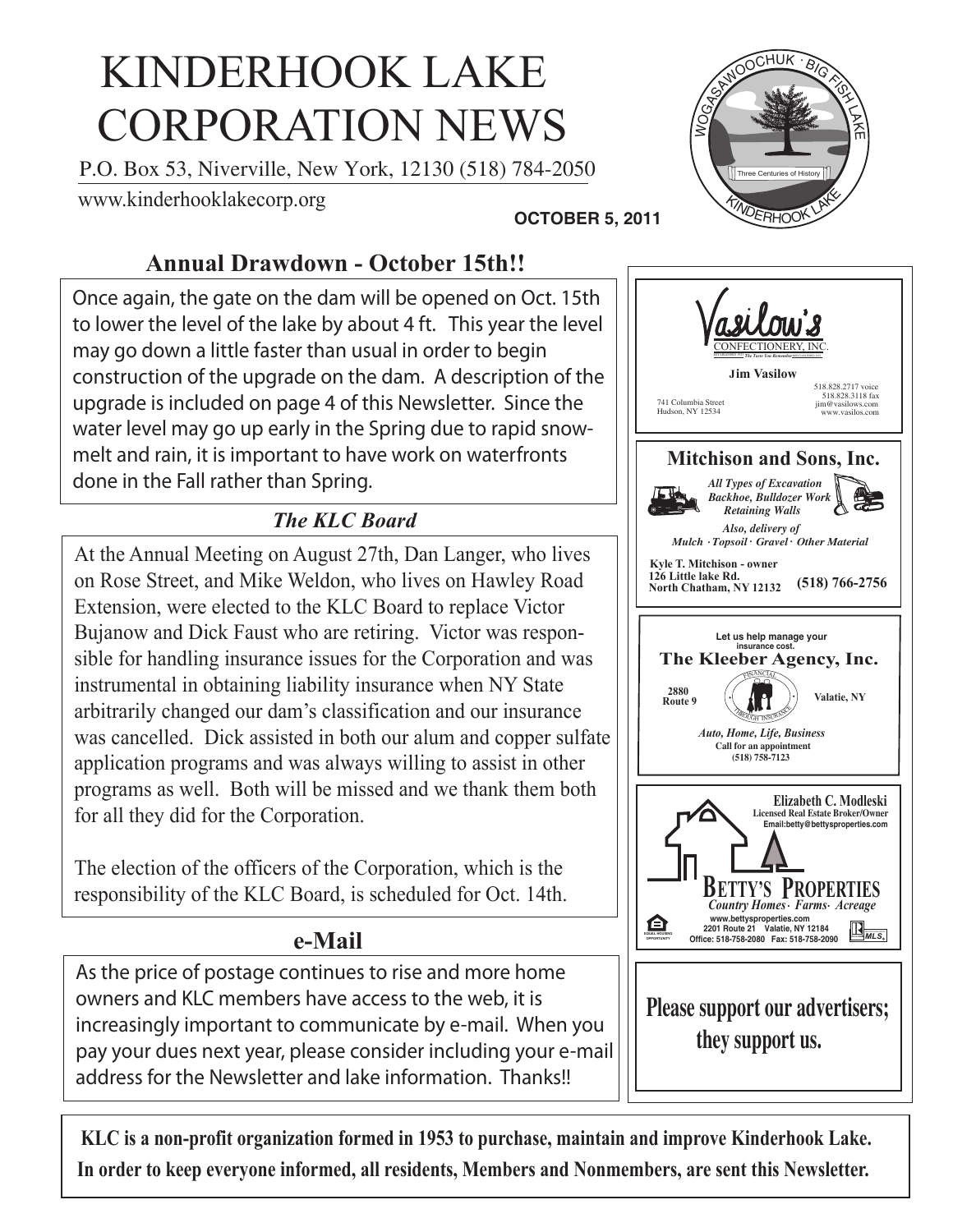# KINDERHOOK LAKE CORPORATION NEWS

P.O. Box 53, Niverville, New York, 12130 (518) 784-2050

www.kinderhooklakecorp.org

**OCTOBER 5, 2011**

WOGASAWOOCHUK · BIG FISH LAKE

Three Centuries of History

KINDERHOOK LAKE

## Annual Drawdown - October 15th!!

Once again, the gate on the dam will be opened on Oct. 15th to lower the level of the lake by about 4 ft. This year the level may go down a little faster than usual in order to begin construction of the upgrade on the dam. A description of the upgrade is included on page 4 of this Newsletter. Since the water level may go up early in the Spring due to rapid snow-melt and rain, it is important to have work on waterfronts done in the Fall rather than Spring.

## *The KLC Board*

At the Annual Meeting on August 27th, Dan Langer, who lives on Rose Street, and Mike Weldon, who lives on Hawley Road Extension, were elected to the KLC Board to replace Victor Bujanow and Dick Faust who are retiring. Victor was responsible for handling insurance issues for the Corporation and was instrumental in obtaining liability insurance when NY State arbitrarily changed our dam's classification and our insurance was cancelled. Dick assisted in both our alum and copper sulfate application programs and was always willing to assist in other programs as well. Both will be missed and we thank them both for all they did for the Corporation.

The election of the officers of the Corporation, which is the responsibility of the KLC Board, is scheduled for Oct. 14th.

## e-Mail

As the price of postage continues to rise and more home owners and KLC members have access to the web, it is increasingly important to communicate by e-mail. When you pay your dues next year, please consider including your e-mail address for the Newsletter and lake information. Thanks!!

---

**Vasilow's** CONFECTIONERY, INC.
*The Taste You Remember*

**Jim Vasilow**

741 Columbia Street
Hudson, NY 12534

518.828.2717 voice
518.828.3118 fax
jim@vasilows.com
www.vasilos.com

---

**Mitchison and Sons, Inc.**

*All Types of Excavation*
*Backhoe, Bulldozer Work*
*Retaining Walls*
*Also, delivery of*
*Mulch · Topsoil · Gravel · Other Material*

**Kyle T. Mitchison - owner**
**126 Little lake Rd.**
**North Chatham, NY 12132** **(518) 766-2756**

---

**Let us help manage your insurance cost.**
**The Kleeber Agency, Inc.**

FINANCIAL THROUGH INSURANCE

**2880 Route 9** **Valatie, NY**

*Auto, Home, Life, Business*
**Call for an appointment**
**(518) 758-7123**

---

**Elizabeth C. Modleski**
**Licensed Real Estate Broker/Owner**
**Email:betty@bettysproperties.com**

**BETTY'S PROPERTIES**
*Country Homes · Farms · Acreage*
**www.bettysproperties.com**
**2201 Route 21 Valatie, NY 12184**
**Office: 518-758-2080 Fax: 518-758-2090**

EQUAL HOUSING OPPORTUNITY · MLS

---

**Please support our advertisers; they support us.**

---

**KLC is a non-profit organization formed in 1953 to purchase, maintain and improve Kinderhook Lake. In order to keep everyone informed, all residents, Members and Nonmembers, are sent this Newsletter.**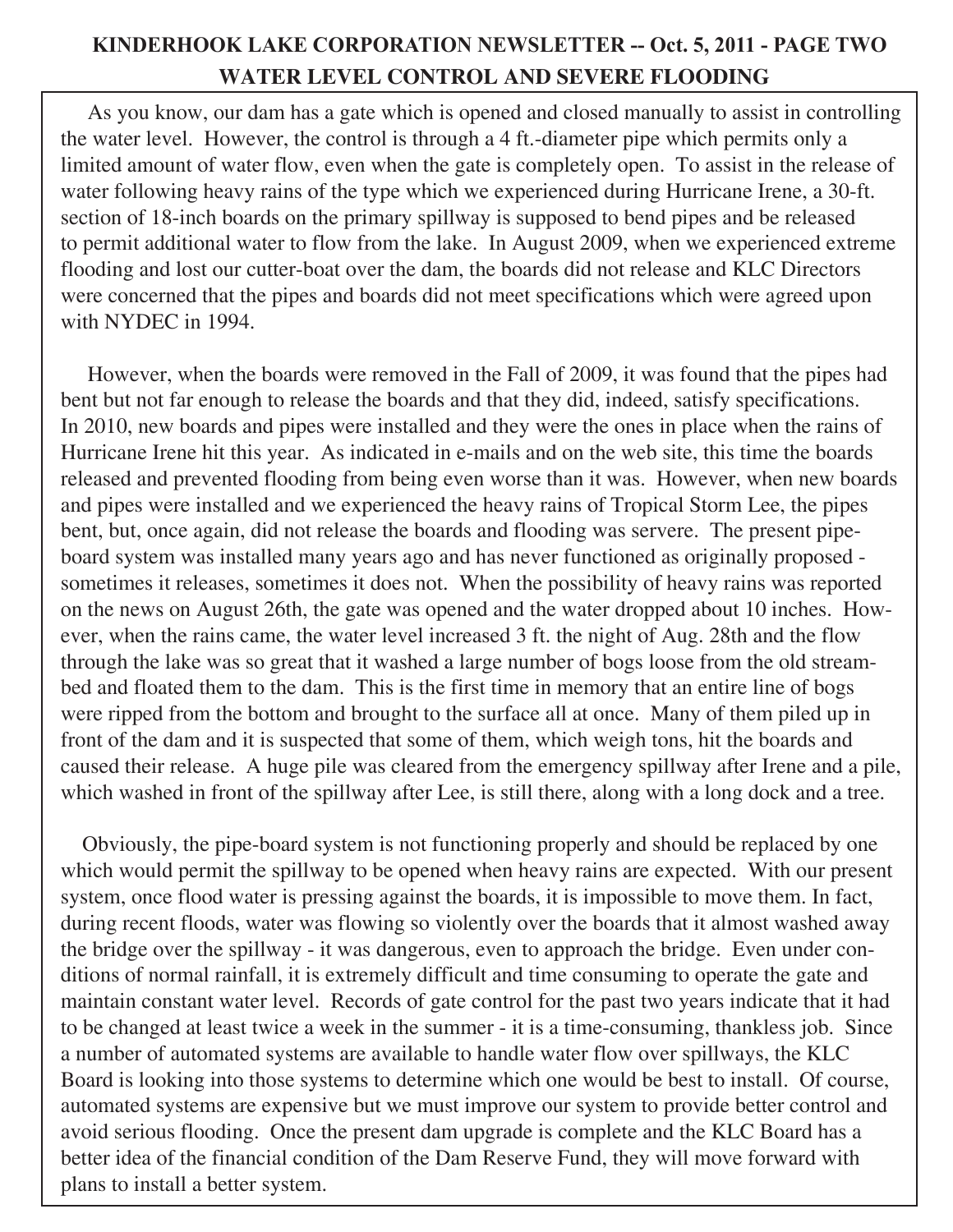**KINDERHOOK LAKE CORPORATION NEWSLETTER -- Oct. 5, 2011 - PAGE TWO**

## WATER LEVEL CONTROL AND SEVERE FLOODING

As you know, our dam has a gate which is opened and closed manually to assist in controlling the water level. However, the control is through a 4 ft.-diameter pipe which permits only a limited amount of water flow, even when the gate is completely open. To assist in the release of water following heavy rains of the type which we experienced during Hurricane Irene, a 30-ft. section of 18-inch boards on the primary spillway is supposed to bend pipes and be released to permit additional water to flow from the lake. In August 2009, when we experienced extreme flooding and lost our cutter-boat over the dam, the boards did not release and KLC Directors were concerned that the pipes and boards did not meet specifications which were agreed upon with NYDEC in 1994.

However, when the boards were removed in the Fall of 2009, it was found that the pipes had bent but not far enough to release the boards and that they did, indeed, satisfy specifications. In 2010, new boards and pipes were installed and they were the ones in place when the rains of Hurricane Irene hit this year. As indicated in e-mails and on the web site, this time the boards released and prevented flooding from being even worse than it was. However, when new boards and pipes were installed and we experienced the heavy rains of Tropical Storm Lee, the pipes bent, but, once again, did not release the boards and flooding was servere. The present pipe-board system was installed many years ago and has never functioned as originally proposed - sometimes it releases, sometimes it does not. When the possibility of heavy rains was reported on the news on August 26th, the gate was opened and the water dropped about 10 inches. However, when the rains came, the water level increased 3 ft. the night of Aug. 28th and the flow through the lake was so great that it washed a large number of bogs loose from the old streambed and floated them to the dam. This is the first time in memory that an entire line of bogs were ripped from the bottom and brought to the surface all at once. Many of them piled up in front of the dam and it is suspected that some of them, which weigh tons, hit the boards and caused their release. A huge pile was cleared from the emergency spillway after Irene and a pile, which washed in front of the spillway after Lee, is still there, along with a long dock and a tree.

Obviously, the pipe-board system is not functioning properly and should be replaced by one which would permit the spillway to be opened when heavy rains are expected. With our present system, once flood water is pressing against the boards, it is impossible to move them. In fact, during recent floods, water was flowing so violently over the boards that it almost washed away the bridge over the spillway - it was dangerous, even to approach the bridge. Even under conditions of normal rainfall, it is extremely difficult and time consuming to operate the gate and maintain constant water level. Records of gate control for the past two years indicate that it had to be changed at least twice a week in the summer - it is a time-consuming, thankless job. Since a number of automated systems are available to handle water flow over spillways, the KLC Board is looking into those systems to determine which one would be best to install. Of course, automated systems are expensive but we must improve our system to provide better control and avoid serious flooding. Once the present dam upgrade is complete and the KLC Board has a better idea of the financial condition of the Dam Reserve Fund, they will move forward with plans to install a better system.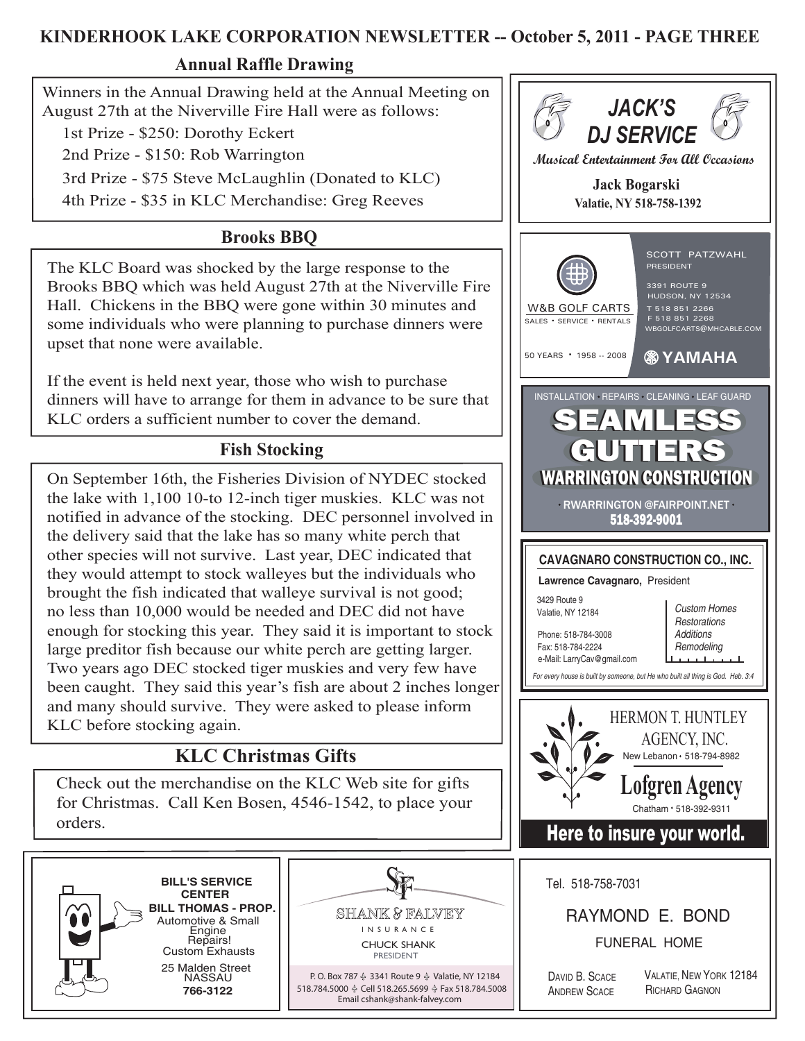## Annual Raffle Drawing

Winners in the Annual Drawing held at the Annual Meeting on August 27th at the Niverville Fire Hall were as follows:

1st Prize - $250: Dorothy Eckert

2nd Prize - $150: Rob Warrington

3rd Prize - $75 Steve McLaughlin (Donated to KLC)

4th Prize - $35 in KLC Merchandise: Greg Reeves

## Brooks BBQ

The KLC Board was shocked by the large response to the Brooks BBQ which was held August 27th at the Niverville Fire Hall. Chickens in the BBQ were gone within 30 minutes and some individuals who were planning to purchase dinners were upset that none were available.

If the event is held next year, those who wish to purchase dinners will have to arrange for them in advance to be sure that KLC orders a sufficient number to cover the demand.

## Fish Stocking

On September 16th, the Fisheries Division of NYDEC stocked the lake with 1,100 10-to 12-inch tiger muskies. KLC was not notified in advance of the stocking. DEC personnel involved in the delivery said that the lake has so many white perch that other species will not survive. Last year, DEC indicated that they would attempt to stock walleyes but the individuals who brought the fish indicated that walleye survival is not good; no less than 10,000 would be needed and DEC did not have enough for stocking this year. They said it is important to stock large preditor fish because our white perch are getting larger. Two years ago DEC stocked tiger muskies and very few have been caught. They said this year's fish are about 2 inches longer and many should survive. They were asked to please inform KLC before stocking again.

## KLC Christmas Gifts

Check out the merchandise on the KLC Web site for gifts for Christmas. Call Ken Bosen, 4546-1542, to place your orders.

**JACK'S DJ SERVICE**

*Musical Entertainment For All Occasions*

**Jack Bogarski**
**Valatie, NY 518-758-1392**

W&B GOLF CARTS
SALES • SERVICE • RENTALS
50 YEARS • 1958 -- 2008

SCOTT PATZWAHL
PRESIDENT
3391 ROUTE 9
HUDSON, NY 12534
T 518 851 2266
F 518 851 2268
WBGOLFCARTS@MHCABLE.COM
YAMAHA

INSTALLATION • REPAIRS • CLEANING • LEAF GUARD
**SEAMLESS GUTTERS**
**WARRINGTON CONSTRUCTION**
• RWARRINGTON @FAIRPOINT.NET •
518-392-9001

**CAVAGNARO CONSTRUCTION CO., INC.**
**Lawrence Cavagnaro,** President
3429 Route 9
Valatie, NY 12184
Phone: 518-784-3008
Fax: 518-784-2224
e-Mail: LarryCav@gmail.com

*Custom Homes*
*Restorations*
*Additions*
*Remodeling*

*For every house is built by someone, but He who built all thing is God. Heb. 3:4*

HERMON T. HUNTLEY AGENCY, INC.
New Lebanon • 518-794-8982
**Lofgren Agency**
Chatham • 518-392-9311
**Here to insure your world.**

**BILL'S SERVICE CENTER**
**BILL THOMAS - PROP.**
Automotive & Small Engine Repairs!
Custom Exhausts
25 Malden Street
NASSAU
**766-3122**

SHANK & FALVEY
INSURANCE
CHUCK SHANK
PRESIDENT
P. O. Box 787 • 3341 Route 9 • Valatie, NY 12184
518.784.5000 • Cell 518.265.5699 • Fax 518.784.5008
Email cshank@shank-falvey.com

Tel. 518-758-7031
RAYMOND E. BOND
FUNERAL HOME
David B. Scace
Andrew Scace
Valatie, New York 12184
Richard Gagnon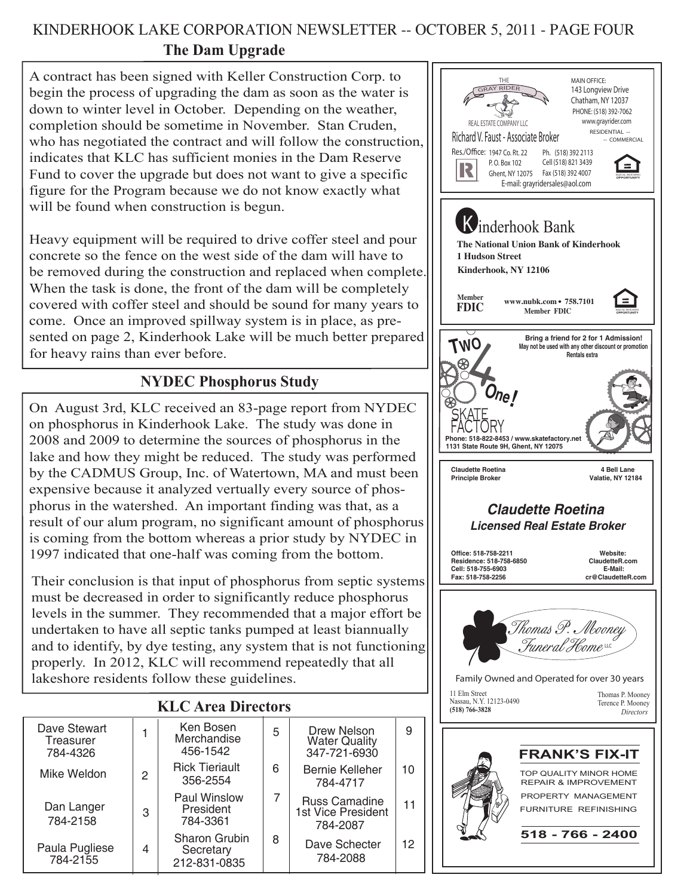KINDERHOOK LAKE CORPORATION NEWSLETTER -- OCTOBER 5, 2011 - PAGE FOUR

## The Dam Upgrade

A contract has been signed with Keller Construction Corp. to begin the process of upgrading the dam as soon as the water is down to winter level in October. Depending on the weather, completion should be sometime in November. Stan Cruden, who has negotiated the contract and will follow the construction, indicates that KLC has sufficient monies in the Dam Reserve Fund to cover the upgrade but does not want to give a specific figure for the Program because we do not know exactly what will be found when construction is begun.

Heavy equipment will be required to drive coffer steel and pour concrete so the fence on the west side of the dam will have to be removed during the construction and replaced when complete. When the task is done, the front of the dam will be completely covered with coffer steel and should be sound for many years to come. Once an improved spillway system is in place, as presented on page 2, Kinderhook Lake will be much better prepared for heavy rains than ever before.

## NYDEC Phosphorus Study

On August 3rd, KLC received an 83-page report from NYDEC on phosphorus in Kinderhook Lake. The study was done in 2008 and 2009 to determine the sources of phosphorus in the lake and how they might be reduced. The study was performed by the CADMUS Group, Inc. of Watertown, MA and must been expensive because it analyzed vertually every source of phosphorus in the watershed. An important finding was that, as a result of our alum program, no significant amount of phosphorus is coming from the bottom whereas a prior study by NYDEC in 1997 indicated that one-half was coming from the bottom.

Their conclusion is that input of phosphorus from septic systems must be decreased in order to significantly reduce phosphorus levels in the summer. They recommended that a major effort be undertaken to have all septic tanks pumped at least biannually and to identify, by dye testing, any system that is not functioning properly. In 2012, KLC will recommend repeatedly that all lakeshore residents follow these guidelines.

## KLC Area Directors

| | | | | | |
|---|---|---|---|---|---|
| Dave Stewart<br>Treasurer<br>784-4326 | 1 | Ken Bosen<br>Merchandise<br>456-1542 | 5 | Drew Nelson<br>Water Quality<br>347-721-6930 | 9 |
| Mike Weldon | 2 | Rick Tieriault<br>356-2554 | 6 | Bernie Kelleher<br>784-4717 | 10 |
| Dan Langer<br>784-2158 | 3 | Paul Winslow<br>President<br>784-3361 | 7 | Russ Camadine<br>1st Vice President<br>784-2087 | 11 |
| Paula Pugliese<br>784-2155 | 4 | Sharon Grubin<br>Secretary<br>212-831-0835 | 8 | Dave Schecter<br>784-2088 | 12 |

---

THE GRAY RIDER REAL ESTATE COMPANY LLC
MAIN OFFICE: 143 Longview Drive, Chatham, NY 12037
PHONE: (518) 392-7062
www.grayrider.com
RESIDENTIAL -- COMMERCIAL
Richard V. Faust - Associate Broker
Res./Office: 1947 Co. Rt. 22, P. O. Box 102, Ghent, NY 12075
Ph. (518) 392 2113
Cell (518) 821 3439
Fax (518) 392 4007
E-mail: grayridersales@aol.com

---

Kinderhook Bank
**The National Union Bank of Kinderhook**
**1 Hudson Street**
**Kinderhook, NY 12106**
Member FDIC
www.nubk.com • 758.7101
Member FDIC

---

TWO 4 One! SKATE FACTORY
**Bring a friend for 2 for 1 Admission!**
May not be used with any other discount or promotion
Rentals extra
Phone: 518-822-8453 / www.skatefactory.net
1131 State Route 9H, Ghent, NY 12075

---

Claudette Roetina, Principle Broker
4 Bell Lane, Valatie, NY 12184

***Claudette Roetina***
***Licensed Real Estate Broker***

Office: 518-758-2211
Residence: 518-758-6850
Cell: 518-755-6903
Fax: 518-758-2256
Website: ClaudetteR.com
E-Mail: cr@ClaudetteR.com

---

*Thomas P. Mooney Funeral Home* LLC
Family Owned and Operated for over 30 years
11 Elm Street
Nassau, N.Y. 12123-0490
(518) 766-3828
Thomas P. Mooney
Terence P. Mooney
*Directors*

---

**FRANK'S FIX-IT**
TOP QUALITY MINOR HOME REPAIR & IMPROVEMENT
PROPERTY MANAGEMENT
FURNITURE REFINISHING
**518 - 766 - 2400**